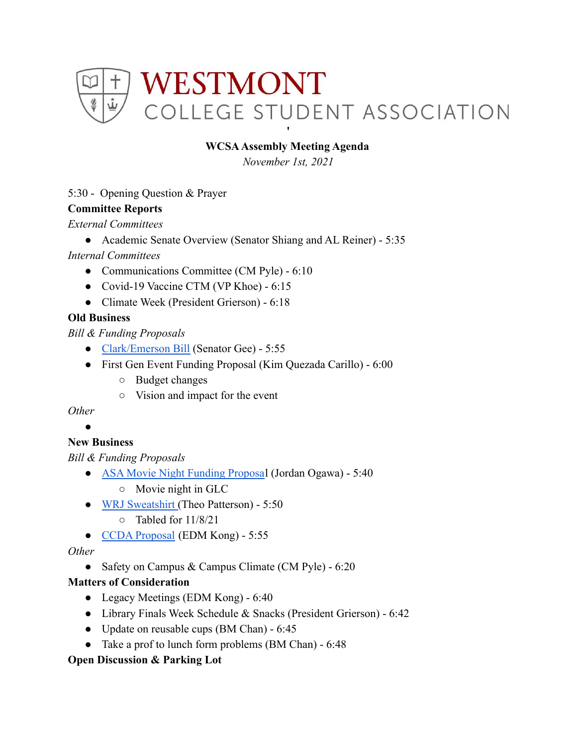# WESTMONT
## COLLEGE STUDENT ASSOCIATION

**WCSA Assembly Meeting Agenda**

*November 1st, 2021*

5:30 - Opening Question & Prayer

**Committee Reports**

*External Committees*

- Academic Senate Overview (Senator Shiang and AL Reiner) - 5:35

*Internal Committees*

- Communications Committee (CM Pyle) - 6:10
- Covid-19 Vaccine CTM (VP Khoe) - 6:15
- Climate Week (President Grierson) - 6:18

**Old Business**

*Bill & Funding Proposals*

- Clark/Emerson Bill (Senator Gee) - 5:55
- First Gen Event Funding Proposal (Kim Quezada Carillo) - 6:00
  - Budget changes
  - Vision and impact for the event

*Other*

- 

**New Business**

*Bill & Funding Proposals*

- ASA Movie Night Funding Proposal (Jordan Ogawa) - 5:40
  - Movie night in GLC
- WRJ Sweatshirt (Theo Patterson) - 5:50
  - Tabled for 11/8/21
- CCDA Proposal (EDM Kong) - 5:55

*Other*

- Safety on Campus & Campus Climate (CM Pyle) - 6:20

**Matters of Consideration**

- Legacy Meetings (EDM Kong) - 6:40
- Library Finals Week Schedule & Snacks (President Grierson) - 6:42
- Update on reusable cups (BM Chan) - 6:45
- Take a prof to lunch form problems (BM Chan) - 6:48

**Open Discussion & Parking Lot**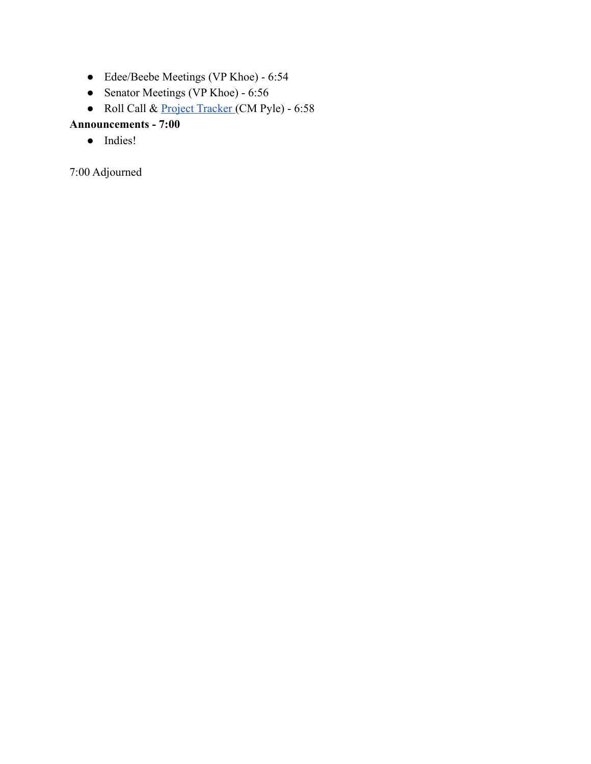- Edee/Beebe Meetings (VP Khoe) - 6:54
- Senator Meetings (VP Khoe) - 6:56
- Roll Call & Project Tracker (CM Pyle) - 6:58

**Announcements - 7:00**

- Indies!

7:00 Adjourned